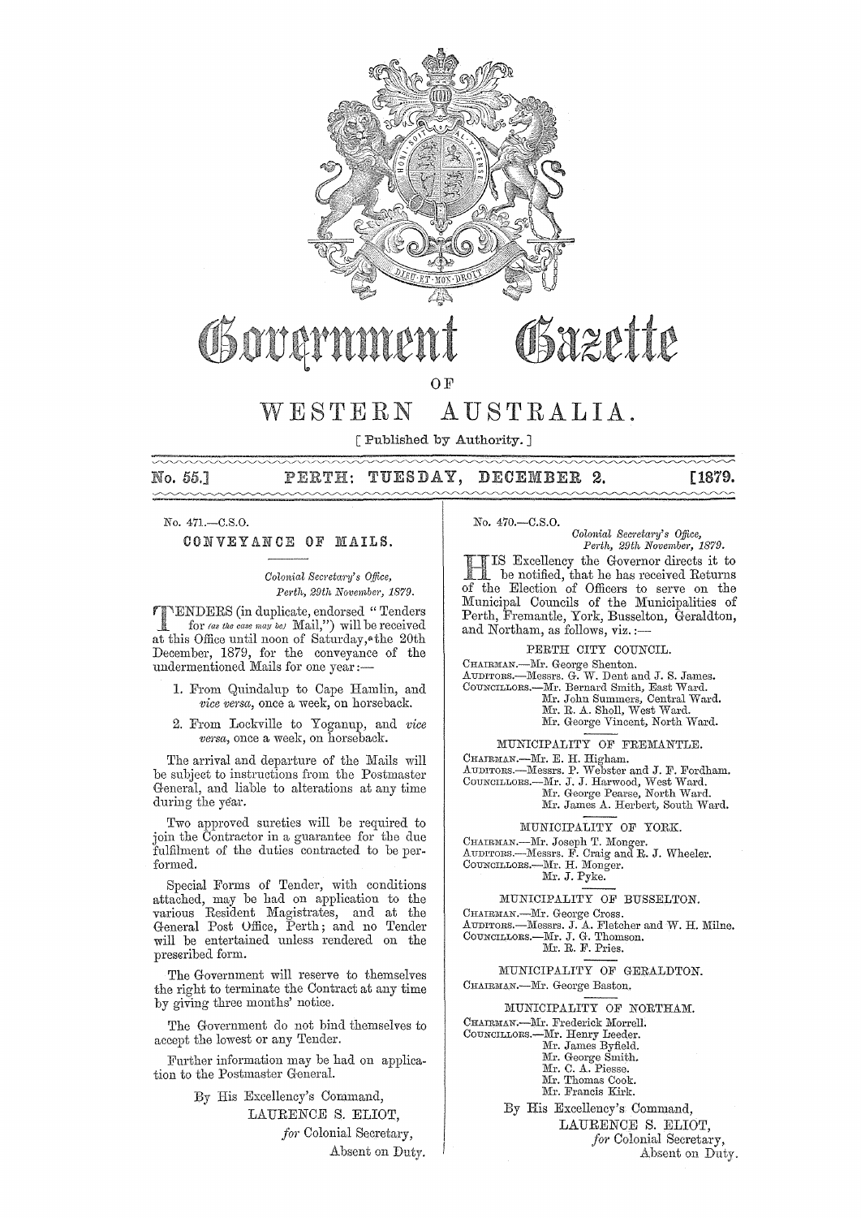# Government Gazette

OF

# WESTERN AUSTRALIA.

[ Published by Authority. ]

**No. 55.] PERTH: TUESDAY, DECEMBER 2. [1879.**

No. 471.—C.S.O.

## CONVEYANCE OF MAILS.

*Colonial Secretary's Office,*
*Perth, 29th November, 1879.*

TENDERS (in duplicate, endorsed "Tenders for *(as the case may be)* Mail,") will be received at this Office until noon of Saturday, the 20th December, 1879, for the conveyance of the undermentioned Mails for one year:—

1. From Quindalup to Cape Hamlin, and *vice versa*, once a week, on horseback.
2. From Lockville to Yoganup, and *vice versa*, once a week, on horseback.

The arrival and departure of the Mails will be subject to instructions from the Postmaster General, and liable to alterations at any time during the year.

Two approved sureties will be required to join the Contractor in a guarantee for the due fulfilment of the duties contracted to be performed.

Special Forms of Tender, with conditions attached, may be had on application to the various Resident Magistrates, and at the General Post Office, Perth; and no Tender will be entertained unless rendered on the prescribed form.

The Government will reserve to themselves the right to terminate the Contract at any time by giving three months' notice.

The Government do not bind themselves to accept the lowest or any Tender.

Further information may be had on application to the Postmaster General.

By His Excellency's Command,
LAURENCE S. ELIOT,
*for* Colonial Secretary,
Absent on Duty.

No. 470.—C.S.O.

*Colonial Secretary's Office,*
*Perth, 29th November, 1879.*

HIS Excellency the Governor directs it to be notified, that he has received Returns of the Election of Officers to serve on the Municipal Councils of the Municipalities of Perth, Fremantle, York, Busselton, Geraldton, and Northam, as follows, viz.:—

### PERTH CITY COUNCIL.

CHAIRMAN.—Mr. George Shenton.
AUDITORS.—Messrs. G. W. Dent and J. S. James.
COUNCILLORS.—Mr. Bernard Smith, East Ward.
Mr. John Summers, Central Ward.
Mr. R. A. Sholl, West Ward.
Mr. George Vincent, North Ward.

### MUNICIPALITY OF FREMANTLE.

CHAIRMAN.—Mr. E. H. Higham.
AUDITORS.—Messrs. P. Webster and J. F. Fordham.
COUNCILLORS.—Mr. J. J. Harwood, West Ward.
Mr. George Pearse, North Ward.
Mr. James A. Herbert, South Ward.

### MUNICIPALITY OF YORK.

CHAIRMAN.—Mr. Joseph T. Monger.
AUDITORS.—Messrs. F. Craig and R. J. Wheeler.
COUNCILLORS.—Mr. H. Monger.
Mr. J. Pyke.

### MUNICIPALITY OF BUSSELTON.

CHAIRMAN.—Mr. George Cross.
AUDITORS.—Messrs. J. A. Fletcher and W. H. Milne.
COUNCILLORS.—Mr. J. G. Thomson.
Mr. R. F. Pries.

### MUNICIPALITY OF GERALDTON.

CHAIRMAN.—Mr. George Baston.

### MUNICIPALITY OF NORTHAM.

CHAIRMAN.—Mr. Frederick Morrell.
COUNCILLORS.—Mr. Henry Leeder.
Mr. James Byfield.
Mr. George Smith.
Mr. C. A. Piesse.
Mr. Thomas Cook.
Mr. Francis Kirk.

By His Excellency's Command,
LAURENCE S. ELIOT,
*for* Colonial Secretary,
Absent on Duty.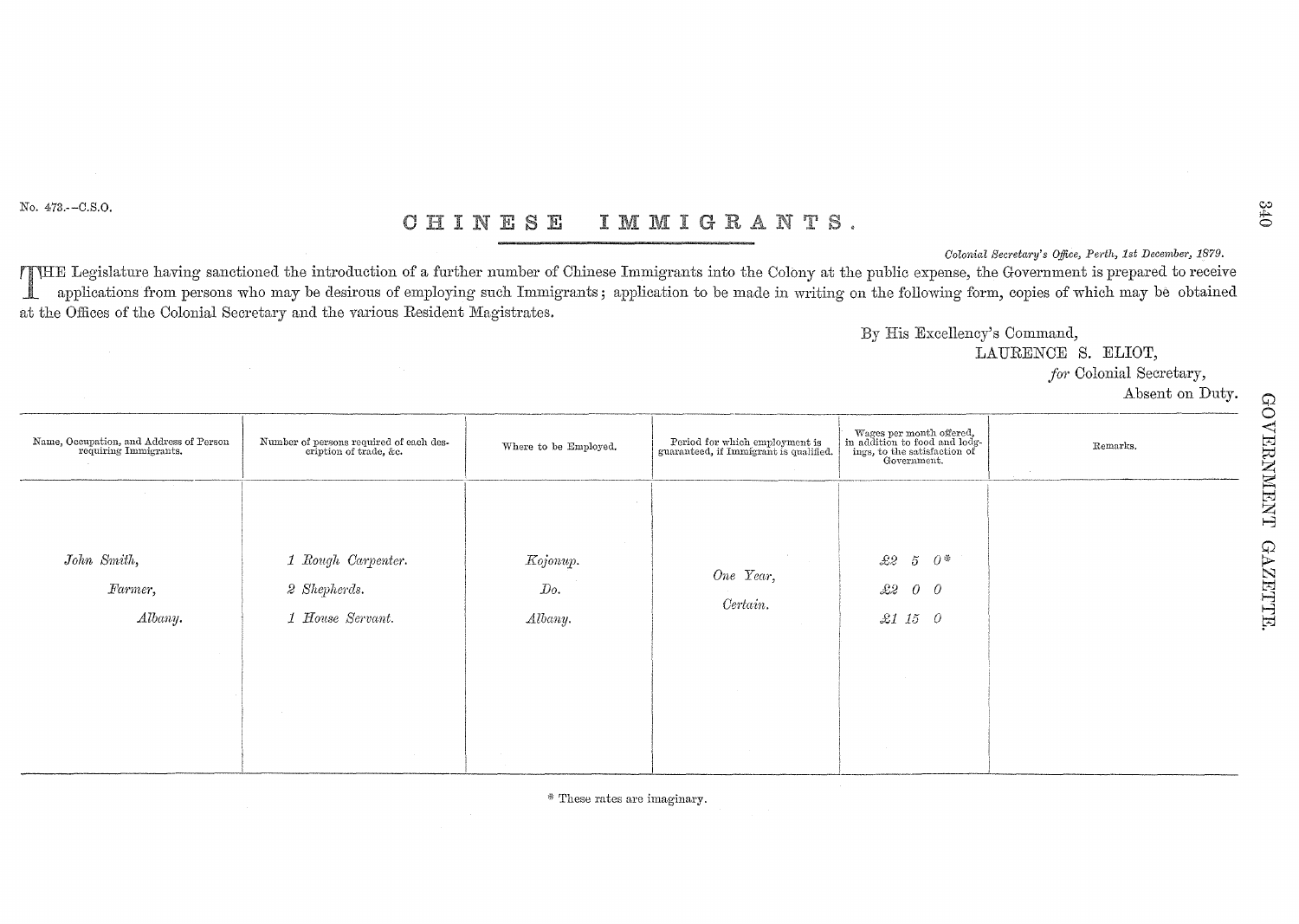No. 473.--C.S.O.

# CHINESE IMMIGRANTS.

*Colonial Secretary's Office, Perth, 1st December, 1879.*

THE Legislature having sanctioned the introduction of a further number of Chinese Immigrants into the Colony at the public expense, the Government is prepared to receive applications from persons who may be desirous of employing such Immigrants; application to be made in writing on the following form, copies of which may be obtained at the Offices of the Colonial Secretary and the various Resident Magistrates.

By His Excellency's Command,

LAURENCE S. ELIOT,

*for* Colonial Secretary,

Absent on Duty.

| Name, Occupation, and Address of Person requiring Immigrants. | Number of persons required of each description of trade, &c. | Where to be Employed. | Period for which employment is guaranteed, if Immigrant is qualified. | Wages per month offered, in addition to food and lodgings, to the satisfaction of Government. | Remarks. |
|---|---|---|---|---|---|
| *John Smith,* | *1 Rough Carpenter.* | *Kojonup.* | *One Year,* | *£2 5 0\** | |
| *Farmer,* | *2 Shepherds.* | *Do.* | *Certain.* | *£2 0 0* | |
| *Albany.* | *1 House Servant.* | *Albany.* | | *£1 15 0* | |

\* These rates are imaginary.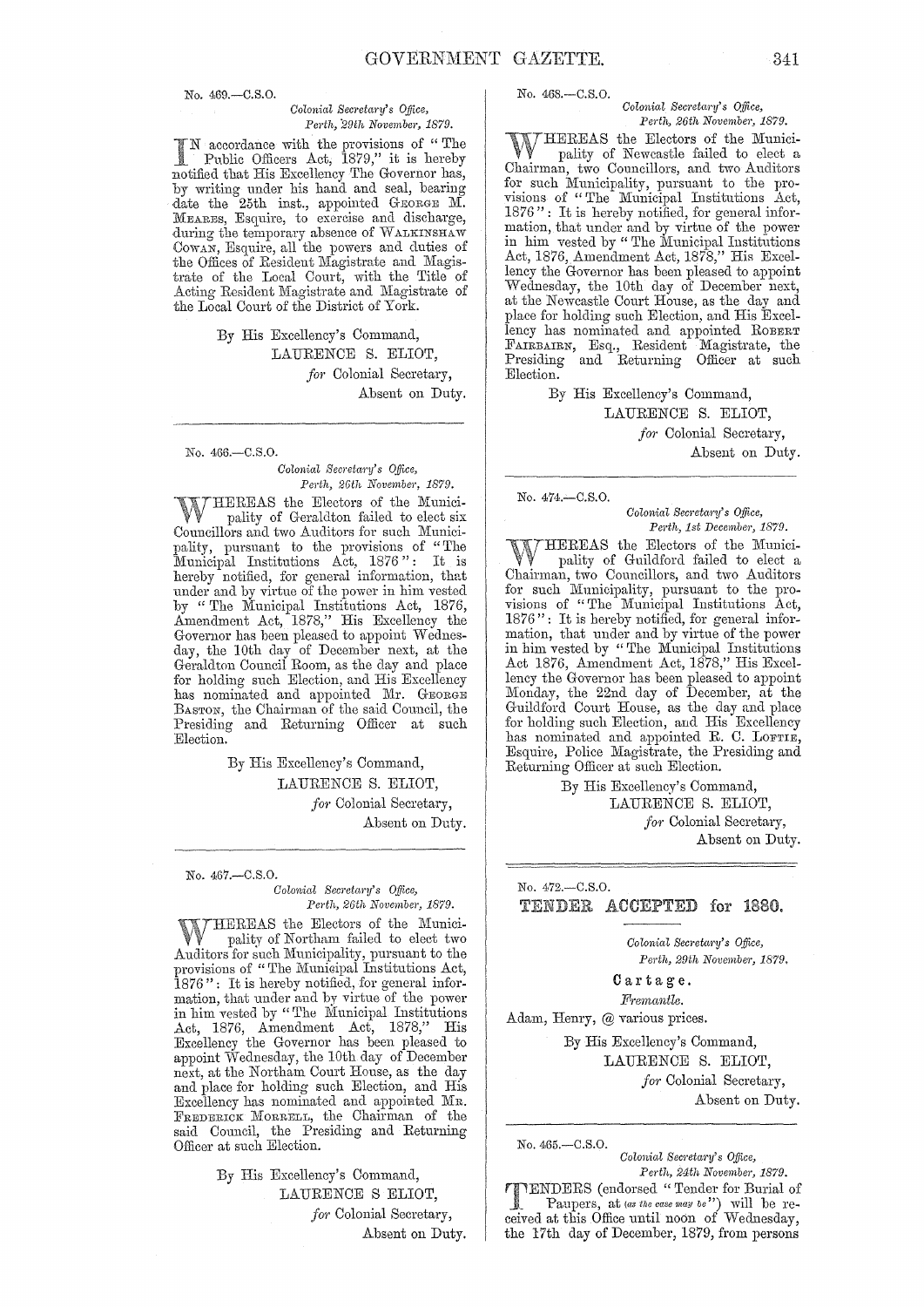No. 469.—C.S.O.

*Colonial Secretary's Office,*
*Perth, 29th November, 1879.*

IN accordance with the provisions of "The Public Officers Act, 1879," it is hereby notified that His Excellency The Governor has, by writing under his hand and seal, bearing date the 25th inst., appointed GEORGE M. MEARES, Esquire, to exercise and discharge, during the temporary absence of WALKINSHAW COWAN, Esquire, all the powers and duties of the Offices of Resident Magistrate and Magistrate of the Local Court, with the Title of Acting Resident Magistrate and Magistrate of the Local Court of the District of York.

By His Excellency's Command,
LAURENCE S. ELIOT,
*for* Colonial Secretary,
Absent on Duty.

---

No. 466.—C.S.O.

*Colonial Secretary's Office,*
*Perth, 26th November, 1879.*

WHEREAS the Electors of the Municipality of Geraldton failed to elect six Councillors and two Auditors for such Municipality, pursuant to the provisions of "The Municipal Institutions Act, 1876": It is hereby notified, for general information, that under and by virtue of the power in him vested by "The Municipal Institutions Act, 1876, Amendment Act, 1878," His Excellency the Governor has been pleased to appoint Wednesday, the 10th day of December next, at the Geraldton Council Room, as the day and place for holding such Election, and His Excellency has nominated and appointed Mr. GEORGE BASTON, the Chairman of the said Council, the Presiding and Returning Officer at such Election.

By His Excellency's Command,
LAURENCE S. ELIOT,
*for* Colonial Secretary,
Absent on Duty.

---

No. 467.—C.S.O.

*Colonial Secretary's Office,*
*Perth, 26th November, 1879.*

WHEREAS the Electors of the Municipality of Northam failed to elect two Auditors for such Municipality, pursuant to the provisions of "The Municipal Institutions Act, 1876": It is hereby notified, for general information, that under and by virtue of the power in him vested by "The Municipal Institutions Act, 1876, Amendment Act, 1878," His Excellency the Governor has been pleased to appoint Wednesday, the 10th day of December next, at the Northam Court House, as the day and place for holding such Election, and His Excellency has nominated and appointed MR. FREDERICK MORRELL, the Chairman of the said Council, the Presiding and Returning Officer at such Election.

By His Excellency's Command,
LAURENCE S ELIOT,
*for* Colonial Secretary,
Absent on Duty.

---

No. 468.—C.S.O.

*Colonial Secretary's Office,*
*Perth, 26th November, 1879.*

WHEREAS the Electors of the Municipality of Newcastle failed to elect a Chairman, two Councillors, and two Auditors for such Municipality, pursuant to the provisions of "The Municipal Institutions Act, 1876": It is hereby notified, for general information, that under and by virtue of the power in him vested by "The Municipal Institutions Act, 1876, Amendment Act, 1878," His Excellency the Governor has been pleased to appoint Wednesday, the 10th day of December next, at the Newcastle Court House, as the day and place for holding such Election, and His Excellency has nominated and appointed ROBERT FAIRBAIRN, Esq., Resident Magistrate, the Presiding and Returning Officer at such Election.

By His Excellency's Command,
LAURENCE S. ELIOT,
*for* Colonial Secretary,
Absent on Duty.

---

No. 474.—C.S.O.

*Colonial Secretary's Office,*
*Perth, 1st December, 1879.*

WHEREAS the Electors of the Municipality of Guildford failed to elect a Chairman, two Councillors, and two Auditors for such Municipality, pursuant to the provisions of "The Municipal Institutions Act, 1876": It is hereby notified, for general information, that under and by virtue of the power in him vested by "The Municipal Institutions Act 1876, Amendment Act, 1878," His Excellency the Governor has been pleased to appoint Monday, the 22nd day of December, at the Guildford Court House, as the day and place for holding such Election, and His Excellency has nominated and appointed R. C. LOFTIE, Esquire, Police Magistrate, the Presiding and Returning Officer at such Election.

By His Excellency's Command,
LAURENCE S. ELIOT,
*for* Colonial Secretary,
Absent on Duty.

---

No. 472.—C.S.O.

## TENDER ACCEPTED for 1880.

*Colonial Secretary's Office,*
*Perth, 29th November, 1879.*

**Cartage.**

*Fremantle.*

Adam, Henry, @ various prices.

By His Excellency's Command,
LAURENCE S. ELIOT,
*for* Colonial Secretary,
Absent on Duty.

---

No. 465.—C.S.O.

*Colonial Secretary's Office,*
*Perth, 24th November, 1879.*

TENDERS (endorsed "Tender for Burial of Paupers, at *(as the case may be)*") will be received at this Office until noon of Wednesday, the 17th day of December, 1879, from persons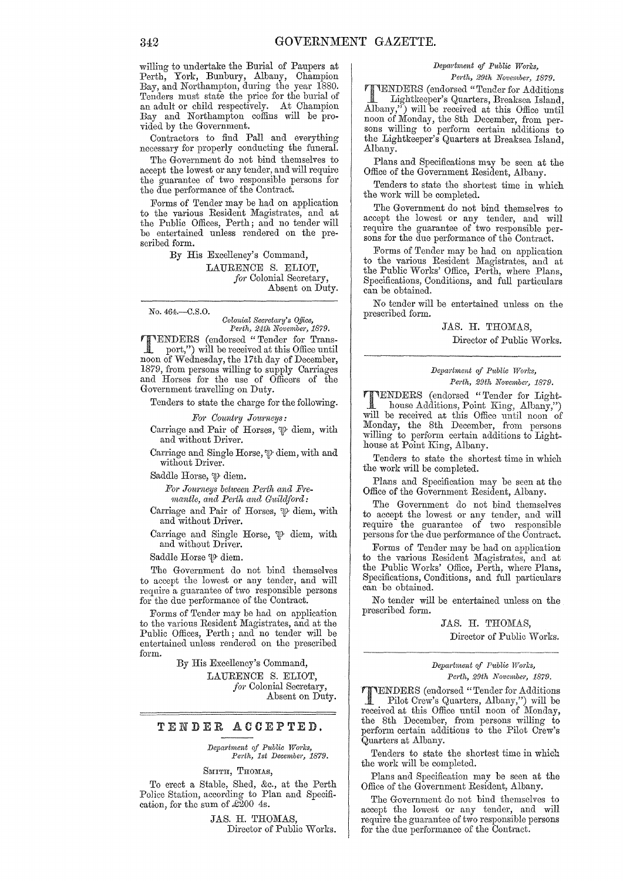willing to undertake the Burial of Paupers at Perth, York, Bunbury, Albany, Champion Bay, and Northampton, during the year 1880. Tenders must state the price for the burial of an adult or child respectively. At Champion Bay and Northampton coffins will be provided by the Government.

Contractors to find Pall and everything necessary for properly conducting the funeral.

The Government do not bind themselves to accept the lowest or any tender, and will require the guarantee of two responsible persons for the due performance of the Contract.

Forms of Tender may be had on application to the various Resident Magistrates, and at the Public Offices, Perth; and no tender will be entertained unless rendered on the prescribed form.

By His Excellency's Command,

LAURENCE S. ELIOT,
*for* Colonial Secretary,
Absent on Duty.

---

No. 464.—C.S.O.

*Colonial Secretary's Office,*
*Perth, 24th November, 1879.*

TENDERS (endorsed "Tender for Transport,") will be received at this Office until noon of Wednesday, the 17th day of December, 1879, from persons willing to supply Carriages and Horses for the use of Officers of the Government travelling on Duty.

Tenders to state the charge for the following.

*For Country Journeys:*

Carriage and Pair of Horses, ℔ diem, with and without Driver.

Carriage and Single Horse, ℔ diem, with and without Driver.

Saddle Horse, ℔ diem.

*For Journeys between Perth and Fremantle, and Perth and Guildford:*

Carriage and Pair of Horses, ℔ diem, with and without Driver.

Carriage and Single Horse, ℔ diem, with and without Driver.

Saddle Horse ℔ diem.

The Government do not bind themselves to accept the lowest or any tender, and will require a guarantee of two responsible persons for the due performance of the Contract.

Forms of Tender may be had on application to the various Resident Magistrates, and at the Public Offices, Perth; and no tender will be entertained unless rendered on the prescribed form.

By His Excellency's Command,

LAURENCE S. ELIOT,
*for* Colonial Secretary,
Absent on Duty.

---

## TENDER ACCEPTED.

*Department of Public Works,*
*Perth, 1st December, 1879.*

SMITH, THOMAS,

To erect a Stable, Shed, &c., at the Perth Police Station, according to Plan and Specification, for the sum of £200 4s.

JAS. H. THOMAS,
Director of Public Works.

---

*Department of Public Works,*
*Perth, 29th November, 1879.*

TENDERS (endorsed "Tender for Additions Lightkeeper's Quarters, Breaksea Island, Albany,") will be received at this Office until noon of Monday, the 8th December, from persons willing to perform certain additions to the Lightkeeper's Quarters at Breaksea Island, Albany.

Plans and Specifications may be seen at the Office of the Government Resident, Albany.

Tenders to state the shortest time in which the work will be completed.

The Government do not bind themselves to accept the lowest or any tender, and will require the guarantee of two responsible persons for the due performance of the Contract.

Forms of Tender may be had on application to the various Resident Magistrates, and at the Public Works' Office, Perth, where Plans, Specifications, Conditions, and full particulars can be obtained.

No tender will be entertained unless on the prescribed form.

JAS. H. THOMAS,
Director of Public Works.

---

*Department of Public Works,*
*Perth, 29th November, 1879.*

TENDERS (endorsed "Tender for Lighthouse Additions, Point King, Albany,") will be received at this Office until noon of Monday, the 8th December, from persons willing to perform certain additions to Lighthouse at Point King, Albany.

Tenders to state the shortest time in which the work will be completed.

Plans and Specification may be seen at the Office of the Government Resident, Albany.

The Government do not bind themselves to accept the lowest or any tender, and will require the guarantee of two responsible persons for the due performance of the Contract.

Forms of Tender may be had on application to the various Resident Magistrates, and at the Public Works' Office, Perth, where Plans, Specifications, Conditions, and full particulars can be obtained.

No tender will be entertained unless on the prescribed form.

JAS. H. THOMAS,
Director of Public Works.

---

*Department of Public Works,*
*Perth, 29th November, 1879.*

TENDERS (endorsed "Tender for Additions Pilot Crew's Quarters, Albany,") will be received at this Office until noon of Monday, the 8th December, from persons willing to perform certain additions to the Pilot Crew's Quarters at Albany.

Tenders to state the shortest time in which the work will be completed.

Plans and Specification may be seen at the Office of the Government Resident, Albany.

The Government do not bind themselves to accept the lowest or any tender, and will require the guarantee of two responsible persons for the due performance of the Contract.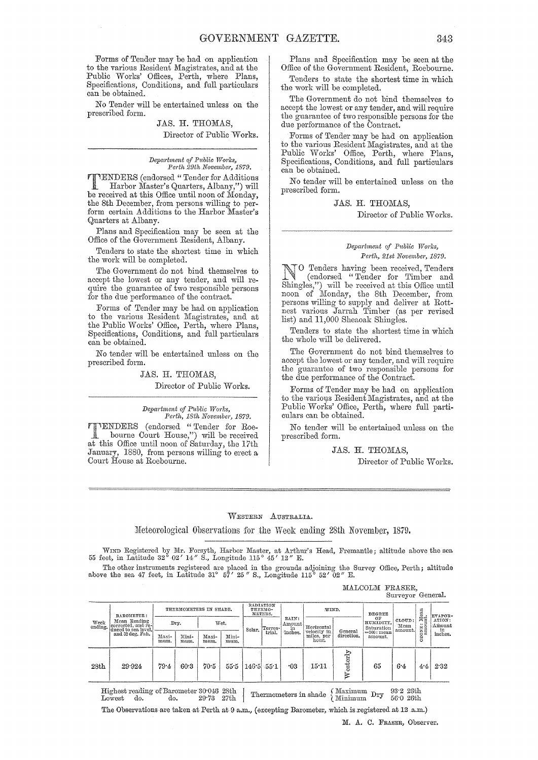Forms of Tender may be had on application to the various Resident Magistrates, and at the Public Works' Offices, Perth, where Plans, Specifications, Conditions, and full particulars can be obtained.

No Tender will be entertained unless on the prescribed form.

JAS. H. THOMAS,
Director of Public Works.

---

*Department of Public Works,
Perth 29th November, 1879.*

TENDERS (endorsed "Tender for Additions Harbor Master's Quarters, Albany,") will be received at this Office until noon of Monday, the 8th December, from persons willing to perform certain Additions to the Harbor Master's Quarters at Albany.

Plans and Specification may be seen at the Office of the Government Resident, Albany.

Tenders to state the shortest time in which the work will be completed.

The Government do not bind themselves to accept the lowest or any tender, and will require the guarantee of two responsible persons for the due performance of the contract.

Forms of Tender may be had on application to the various Resident Magistrates, and at the Public Works' Office, Perth, where Plans, Specifications, Conditions, and full particulars can be obtained.

No tender will be entertained unless on the prescribed form.

JAS. H. THOMAS,
Director of Public Works.

---

*Department of Public Works,
Perth, 18th November, 1879.*

TENDERS (endorsed "Tender for Roebourne Court House,") will be received at this Office until noon of Saturday, the 17th January, 1880, from persons willing to erect a Court House at Roebourne.

Plans and Specification may be seen at the Office of the Government Resident, Roebourne.

Tenders to state the shortest time in which the work will be completed.

The Government do not bind themselves to accept the lowest or any tender, and will require the guarantee of two responsible persons for the due performance of the Contract.

Forms of Tender may be had on application to the various Resident Magistrates, and at the Public Works' Office, Perth, where Plans, Specifications, Conditions, and full particulars can be obtained.

No tender will be entertained unless on the prescribed form.

JAS. H. THOMAS,
Director of Public Works.

---

*Department of Public Works,
Perth, 21st November, 1879.*

NO Tenders having been received, Tenders (endorsed "Tender for Timber and Shingles,") will be received at this Office until noon of Monday, the 8th December, from persons willing to supply and deliver at Rottnest various Jarrah Timber (as per revised list) and 11,000 Sheaoak Shingles.

Tenders to state the shortest time in which the whole will be delivered.

The Government do not bind themselves to accept the lowest or any tender, and will require the guarantee of two responsible persons for the due performance of the Contract.

Forms of Tender may be had on application to the various Resident Magistrates, and at the Public Works' Office, Perth, where full particulars can be obtained.

No tender will be entertained unless on the prescribed form.

JAS. H. THOMAS,
Director of Public Works.

---

## Western Australia.

### Meteorological Observations for the Week ending 28th November, 1879.

WIND Registered by Mr. Forsyth, Harbor Master, at Arthur's Head, Fremantle; altitude above the sea 55 feet, in Latitude 32° 02′ 14″ S., Longitude 115° 45′ 12″ E.

The other instruments registered are placed in the grounds adjoining the Survey Office, Perth; altitude above the sea 47 feet, in Latitude 31° 57′ 25″ S., Longitude 115° 52′ 02″ E.

MALCOLM FRASER,
Surveyor General.

| Week ending. | BAROMETER: Mean Reading corrected, and reduced to sea level, and 32 deg. Fah. | THERMOMETERS IN SHADE. | | | | RADIATION THERMOMETERS. | | RAIN: Amount in inches. | WIND. | | DEGREE OF HUMIDITY. Saturation =100: mean amount. | CLOUD: Mean amount. | OZONE: Mean amount. | EVAPORATION: Amount in inches. |
|---|---|---|---|---|---|---|---|---|---|---|---|---|---|---|
| | | Dry. | | Wet. | | Solar. | Terrestrial. | | Horizontal velocity in miles, per hour. | General direction. | | | | |
| | | Maximum. | Minimum. | Maximum. | Minimum. | | | | | | | | | |
| 28th | 29·924 | 79·4 | 60·3 | 70·5 | 55·5 | 146·5 | 55·1 | ·03 | 15·11 | Westerly | 65 | 6·4 | 4·4 | 2·32 |

Highest reading of Barometer 30·046 28th
Lowest do. do. 29·73 27th

Thermometers in shade { Maximum Dry 93·2 26th
{ Minimum Dry 56·0 26th

The Observations are taken at Perth at 9 a.m., (excepting Barometer, which is registered at 12 a.m.)

M. A. C. FRASER, Observer.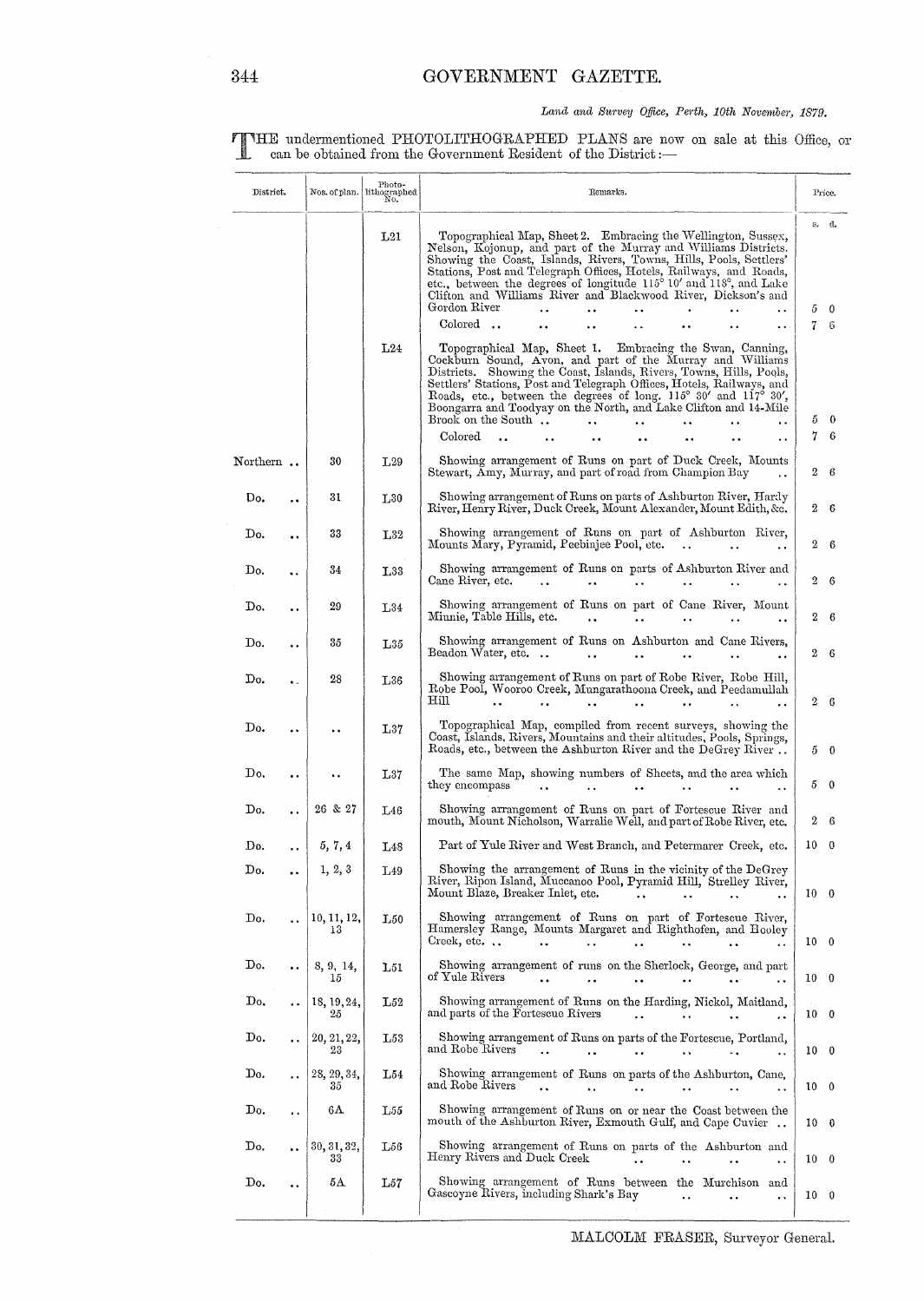*Land and Survey Office, Perth, 10th November, 1879.*

THE undermentioned PHOTOLITHOGRAPHED PLANS are now on sale at this Office, or can be obtained from the Government Resident of the District:—

| District. | Nos. of plan. | Photo-lithographed No. | Remarks. | Price. s. d. |
|---|---|---|---|---|
| | | L21 | Topographical Map, Sheet 2. Embracing the Wellington, Sussex, Nelson, Kojonup, and part of the Murray and Williams Districts. Showing the Coast, Islands, Rivers, Towns, Hills, Pools, Settlers' Stations, Post and Telegraph Offices, Hotels, Railways, and Roads, etc., between the degrees of longitude 115° 10' and 118°, and Lake Clifton and Williams River and Blackwood River, Dickson's and Gordon River | 5 0 |
| | | | Colored | 7 6 |
| | | L24 | Topographical Map, Sheet 1. Embracing the Swan, Canning, Cockburn Sound, Avon, and part of the Murray and Williams Districts. Showing the Coast, Islands, Rivers, Towns, Hills, Pools, Settlers' Stations, Post and Telegraph Offices, Hotels, Railways, and Roads, etc., between the degrees of long. 115° 30' and 117° 30', Boongarra and Toodyay on the North, and Lake Clifton and 14-Mile Brook on the South | 5 0 |
| | | | Colored | 7 6 |
| Northern | 30 | L29 | Showing arrangement of Runs on part of Duck Creek, Mounts Stewart, Amy, Murray, and part of road from Champion Bay | 2 6 |
| Do. | 31 | L30 | Showing arrangement of Runs on parts of Ashburton River, Hardy River, Henry River, Duck Creek, Mount Alexander, Mount Edith, &c. | 2 6 |
| Do. | 33 | L32 | Showing arrangement of Runs on part of Ashburton River, Mounts Mary, Pyramid, Peebinjee Pool, etc. | 2 6 |
| Do. | 34 | L33 | Showing arrangement of Runs on parts of Ashburton River and Cane River, etc. | 2 6 |
| Do. | 29 | L34 | Showing arrangement of Runs on part of Cane River, Mount Minnie, Table Hills, etc. | 2 6 |
| Do. | 35 | L35 | Showing arrangement of Runs on Ashburton and Cane Rivers, Beadon Water, etc. | 2 6 |
| Do. | 28 | L36 | Showing arrangement of Runs on part of Robe River, Robe Hill, Robe Pool, Wooroo Creek, Mungarathoona Creek, and Peedamullah Hill | 2 6 |
| Do. | .. | L37 | Topographical Map, compiled from recent surveys, showing the Coast, Islands, Rivers, Mountains and their altitudes, Pools, Springs, Roads, etc., between the Ashburton River and the DeGrey River | 5 0 |
| Do. | .. | L37 | The same Map, showing numbers of Sheets, and the area which they encompass | 5 0 |
| Do. | 26 & 27 | L46 | Showing arrangement of Runs on part of Fortescue River and mouth, Mount Nicholson, Warralie Well, and part of Robe River, etc. | 2 6 |
| Do. | 5, 7, 4 | L48 | Part of Yule River and West Branch, and Petermarer Creek, etc. | 10 0 |
| Do. | 1, 2, 3 | L49 | Showing the arrangement of Runs in the vicinity of the DeGrey River, Ripon Island, Muccanoo Pool, Pyramid Hill, Strelley River, Mount Blaze, Breaker Inlet, etc. | 10 0 |
| Do. | 10, 11, 12, 13 | L50 | Showing arrangement of Runs on part of Fortescue River, Hamersley Range, Mounts Margaret and Righthofen, and Booley Creek, etc. | 10 0 |
| Do. | 8, 9, 14, 15 | L51 | Showing arrangement of runs on the Sherlock, George, and part of Yule Rivers | 10 0 |
| Do. | 18, 19, 24, 25 | L52 | Showing arrangement of Runs on the Harding, Nickol, Maitland, and parts of the Fortescue Rivers | 10 0 |
| Do. | 20, 21, 22, 23 | L53 | Showing arrangement of Runs on parts of the Fortescue, Portland, and Robe Rivers | 10 0 |
| Do. | 28, 29, 34, 35 | L54 | Showing arrangement of Runs on parts of the Ashburton, Cane, and Robe Rivers | 10 0 |
| Do. | 6A | L55 | Showing arrangement of Runs on or near the Coast between the mouth of the Ashburton River, Exmouth Gulf, and Cape Cuvier | 10 0 |
| Do. | 30, 31, 32, 33 | L56 | Showing arrangement of Runs on parts of the Ashburton and Henry Rivers and Duck Creek | 10 0 |
| Do. | 5A | L57 | Showing arrangement of Runs between the Murchison and Gascoyne Rivers, including Shark's Bay | 10 0 |

MALCOLM FRASER, Surveyor General.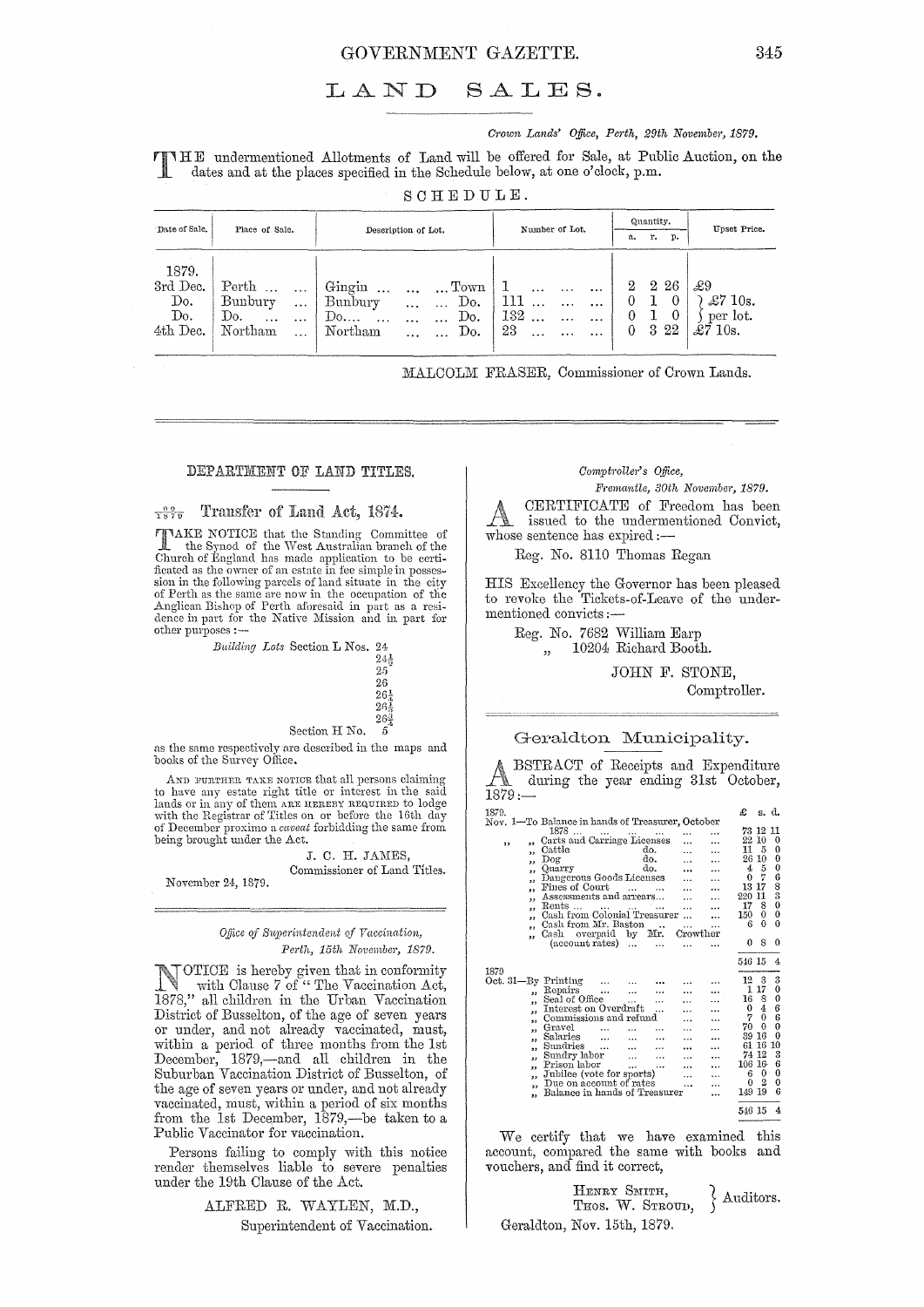# LAND SALES.

*Crown Lands' Office, Perth, 29th November, 1879.*

THE undermentioned Allotments of Land will be offered for Sale, at Public Auction, on the dates and at the places specified in the Schedule below, at one o'clock, p.m.

SCHEDULE.

| Date of Sale. | Place of Sale. | Description of Lot. | Number of Lot. | Quantity. a. | r. | p. | Upset Price. |
|---|---|---|---|---|---|---|---|
| 1879. | | | | | | | |
| 3rd Dec. | Perth ... ... | Gingin ... ... ... Town | 1 ... ... ... | 2 | 2 | 26 | £9 |
| Do. | Bunbury ... | Bunbury ... ... Do. | 111 ... ... ... | 0 | 1 | 0 | £7 10s. per lot. |
| Do. | Do. ... ... | Do.... ... ... ... Do. | 132 ... ... ... | 0 | 1 | 0 | |
| 4th Dec. | Northam ... | Northam ... ... Do. | 23 ... ... ... | 0 | 3 | 22 | £7 10s. |

MALCOLM FRASER, Commissioner of Crown Lands.

---

## DEPARTMENT OF LAND TITLES.

$\frac{92}{1879}$ Transfer of Land Act, 1874.

TAKE NOTICE that the Standing Committee of the Synod of the West Australian branch of the Church of England has made application to be certificated as the owner of an estate in fee simple in possession in the following parcels of land situate in the city of Perth as the same are now in the occupation of the Anglican Bishop of Perth aforesaid in part as a residence in part for the Native Mission and in part for other purposes:—

*Building Lots* Section L Nos. 24
24½
25
26
26¼
26½
26¾
Section H No. 5

as the same respectively are described in the maps and books of the Survey Office.

AND FURTHER TAKE NOTICE that all persons claiming to have any estate right title or interest in the said lands or in any of them ARE HEREBY REQUIRED to lodge with the Registrar of Titles on or before the 16th day of December proximo a *caveat* forbidding the same from being brought under the Act.

J. C. H. JAMES,
Commissioner of Land Titles.

November 24, 1879.

---

*Office of Superintendent of Vaccination,*
*Perth, 15th November, 1879.*

NOTICE is hereby given that in conformity with Clause 7 of "The Vaccination Act, 1878," all children in the Urban Vaccination District of Busselton, of the age of seven years or under, and not already vaccinated, must, within a period of three months from the 1st December, 1879,—and all children in the Suburban Vaccination District of Busselton, of the age of seven years or under, and not already vaccinated, must, within a period of six months from the 1st December, 1879,—be taken to a Public Vaccinator for vaccination.

Persons failing to comply with this notice render themselves liable to severe penalties under the 19th Clause of the Act.

ALFRED R. WAYLEN, M.D.,
Superintendent of Vaccination.

---

*Comptroller's Office,*
*Fremantle, 30th November, 1879.*

A CERTIFICATE of Freedom has been issued to the undermentioned Convict, whose sentence has expired:—

Reg. No. 8110 Thomas Regan

HIS Excellency the Governor has been pleased to revoke the Tickets-of-Leave of the undermentioned convicts:—

Reg. No. 7682 William Earp
„ 10204 Richard Booth.

JOHN F. STONE,
Comptroller.

---

## Geraldton Municipality.

ABSTRACT of Receipts and Expenditure during the year ending 31st October, 1879:—

| 1879. | | £ | s. | d. |
|---|---|---|---|---|
| Nov. 1— | To Balance in hands of Treasurer, October 1878 ... | 73 | 12 | 11 |
| „ | „ Carts and Carriage Licenses | 22 | 10 | 0 |
| | „ Cattle do. | 11 | 5 | 0 |
| | „ Dog do. | 26 | 10 | 0 |
| | „ Quarry do. | 4 | 5 | 0 |
| | „ Dangerous Goods Licenses | 0 | 7 | 6 |
| | „ Fines of Court | 13 | 17 | 8 |
| | „ Assessments and arrears... | 220 | 11 | 3 |
| | „ Rents ... | 17 | 8 | 0 |
| | „ Cash from Colonial Treasurer ... | 150 | 0 | 0 |
| | „ Cash from Mr. Baston | 6 | 0 | 0 |
| | „ Cash overpaid by Mr. Crowther (account rates) ... | 0 | 8 | 0 |
| | | 546 | 15 | 4 |
| 1879 | | | | |
| Oct. 31— | By Printing | 12 | 3 | 3 |
| | „ Repairs | 1 | 17 | 0 |
| | „ Seal of Office | 16 | 8 | 0 |
| | „ Interest on Overdraft | 0 | 4 | 6 |
| | „ Commissions and refund | 7 | 0 | 6 |
| | „ Gravel | 70 | 0 | 0 |
| | „ Salaries | 39 | 16 | 0 |
| | „ Sundries | 61 | 16 | 10 |
| | „ Sundry labor | 74 | 12 | 3 |
| | „ Prison labor | 106 | 16 | 6 |
| | „ Jubilee (vote for sports) | 6 | 0 | 0 |
| | „ Due on account of rates | 0 | 2 | 0 |
| | „ Balance in hands of Treasurer | 149 | 19 | 6 |
| | | 546 | 15 | 4 |

We certify that we have examined this account, compared the same with books and vouchers, and find it correct,

HENRY SMITH,
THOS. W. STROUD, } Auditors.

Geraldton, Nov. 15th, 1879.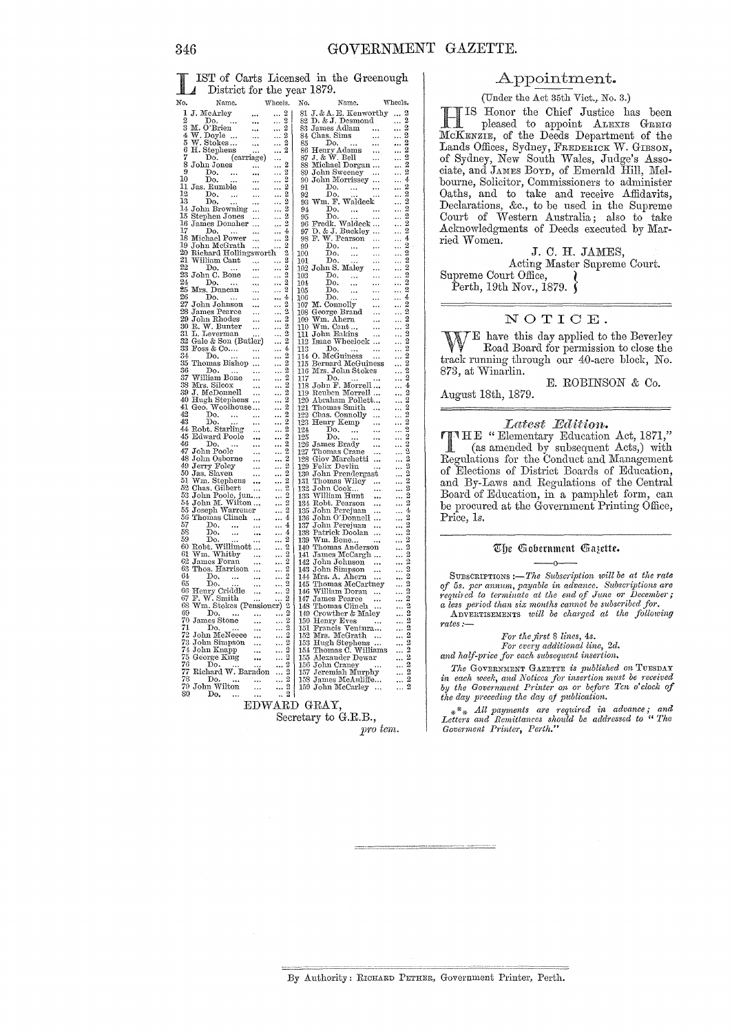# List of Carts Licensed in the Greenough District for the year 1879.

| No. | Name. | Wheels. | No. | Name. | Wheels. |
|---|---|---|---|---|---|
| 1 | J. McArley | 2 | 81 | J. & A. E. Kenworthy | 2 |
| 2 | Do. | 2 | 82 | D. & J. Desmond | 2 |
| 3 | M. O'Brien | 2 | 83 | James Adlam | 2 |
| 4 | W. Doyle | 2 | 84 | Chas. Sims | 2 |
| 5 | W. Stokes | 2 | 85 | Do. | 2 |
| 6 | H. Stephens | 2 | 86 | Henry Adams | 2 |
| 7 | Do. (carriage) | | 87 | J. & W. Bell | 2 |
| 8 | John Jones | 2 | 88 | Michael Dorgan | 2 |
| 9 | Do. | 2 | 89 | John Sweeney | 2 |
| 10 | Do. | 2 | 90 | John Morrissey | 4 |
| 11 | Jas. Rumble | 2 | 91 | Do. | 2 |
| 12 | Do. | 2 | 92 | Do. | 2 |
| 13 | Do. | 2 | 93 | Wm. F. Waldeck | 2 |
| 14 | John Browning | 2 | 94 | Do. | 2 |
| 15 | Stephen Jones | 2 | 95 | Do. | 2 |
| 16 | James Donaher | 2 | 96 | Fredk. Waldeck | 2 |
| 17 | Do. | 4 | 97 | D. & J. Buckley | 2 |
| 18 | Michael Power | 2 | 98 | F. W. Pearson | 4 |
| 19 | John McGrath | 2 | 99 | Do. | 2 |
| 20 | Richard Hollingsworth | 2 | 100 | Do. | 2 |
| 21 | William Cant | 2 | 101 | Do. | 2 |
| 22 | Do. | 2 | 102 | John S. Maley | 2 |
| 23 | John C. Bone | 2 | 103 | Do. | 2 |
| 24 | Do. | 2 | 104 | Do. | 2 |
| 25 | Mrs. Duncan | 2 | 105 | Do. | 2 |
| 26 | Do. | 4 | 106 | Do. | 4 |
| 27 | John Johnson | 2 | 107 | M. Connolly | 2 |
| 28 | James Pearce | 2 | 108 | George Brand | 2 |
| 29 | John Rhodes | 2 | 109 | Wm. Ahern | 2 |
| 30 | R. W. Bunter | 2 | 110 | Wm. Cant | 2 |
| 31 | L. Leverman | 2 | 111 | John Eakins | 2 |
| 32 | Gale & Son (Butler) | 2 | 112 | Isaac Wheelock | 2 |
| 33 | Foss & Co. | 4 | 113 | Do. | 2 |
| 34 | Do. | 2 | 114 | O. McGuiness | 2 |
| 35 | Thomas Bishop | 2 | 115 | Bernard McGuiness | 2 |
| 36 | Do. | 2 | 116 | Mrs. John Stokes | 2 |
| 37 | William Bone | 2 | 117 | Do. | 2 |
| 38 | Mrs. Silcox | 2 | 118 | John F. Morrell | 4 |
| 39 | J. McDonnell | 2 | 119 | Reuben Morrell | 2 |
| 40 | Hugh Stephens | 2 | 120 | Abraham Pollett | 2 |
| 41 | Geo. Woolhouse | 2 | 121 | Thomas Smith | 2 |
| 42 | Do. | 2 | 122 | Chas. Connolly | 2 |
| 43 | Do. | 2 | 123 | Henry Kemp | 2 |
| 44 | Robt. Starling | 2 | 124 | Do. | 2 |
| 45 | Edward Poole | 2 | 125 | Do. | 2 |
| 46 | Do. | 2 | 126 | James Brady | 2 |
| 47 | John Poole | 2 | 127 | Thomas Crane | 2 |
| 48 | John Osborne | 2 | 128 | Giov Marchetti | 2 |
| 49 | Jerry Foley | 2 | 129 | Felix Devlin | 2 |
| 50 | Jas. Slaven | 2 | 130 | John Prendergast | 2 |
| 51 | Wm. Stephens | 2 | 131 | Thomas Wiley | 2 |
| 52 | Chas. Gilbert | 2 | 132 | John Cook | 2 |
| 53 | John Poole, jun. | 2 | 133 | William Hunt | 2 |
| 54 | John M. Wilton | 2 | 134 | Robt. Pearson | 2 |
| 55 | Joseph Warrener | 2 | 135 | John Perejuan | 4 |
| 56 | Thomas Clinch | 4 | 136 | John O'Donnell | 2 |
| 57 | Do. | 4 | 137 | John Perejuan | 2 |
| 58 | Do. | 4 | 138 | Patrick Doolan | 2 |
| 59 | Do. | 2 | 139 | Wm. Bone | 2 |
| 60 | Robt. Willimott | 2 | 140 | Thomas Anderson | 2 |
| 61 | Wm. Whitby | 2 | 141 | James McCargh | 2 |
| 62 | James Foran | 2 | 142 | John Johnson | 2 |
| 63 | Thos. Harrison | 2 | 143 | John Simpson | 2 |
| 64 | Do. | 2 | 144 | Mrs. A. Ahern | 2 |
| 65 | Do. | 2 | 145 | Thomas McCartney | 2 |
| 66 | Henry Criddle | 2 | 146 | William Doran | 2 |
| 67 | F. W. Smith | 2 | 147 | James Pearce | 2 |
| 68 | Wm. Stokes (Pensioner) | 2 | 148 | Thomas Clinch | 2 |
| 69 | Do. | 2 | 149 | Crowther & Maley | 2 |
| 70 | James Stone | 2 | 150 | Henry Eves | 2 |
| 71 | Do. | 2 | 151 | Francis Ventura | 2 |
| 72 | John McNeece | 2 | 152 | Mrs. McGrath | 2 |
| 73 | John Simpson | 2 | 153 | Hugh Stephens | 2 |
| 74 | John Knapp | 2 | 154 | Thomas C. Williams | 2 |
| 75 | George King | 2 | 155 | Alexander Dewar | 2 |
| 76 | Do. | 2 | 156 | John Craney | 2 |
| 77 | Richard W. Barndon | 2 | 157 | Jeremiah Murphy | 2 |
| 78 | Do. | 2 | 158 | James McAuliffe | 2 |
| 79 | John Wilton | 2 | 159 | John McCarley | 2 |
| 80 | Do. | 2 | | | |

EDWARD GRAY,
Secretary to G.R.B.,
*pro tem.*

## Appointment.

(Under the Act 35th Vict., No. 3.)

His Honor the Chief Justice has been pleased to appoint Alexis Greig McKenzie, of the Deeds Department of the Lands Offices, Sydney, Frederick W. Gibson, of Sydney, New South Wales, Judge's Associate, and James Boyd, of Emerald Hill, Melbourne, Solicitor, Commissioners to administer Oaths, and to take and receive Affidavits, Declarations, &c., to be used in the Supreme Court of Western Australia; also to take Acknowledgments of Deeds executed by Married Women.

J. C. H. JAMES,
Acting Master Supreme Court.

Supreme Court Office,
Perth, 19th Nov., 1879.

## NOTICE.

We have this day applied to the Beverley Road Board for permission to close the track running through our 40-acre block, No. 873, at Winarlin.

E. ROBINSON & Co.

August 18th, 1879.

## *Latest Edition.*

The "Elementary Education Act, 1871," (as amended by subsequent Acts,) with Regulations for the Conduct and Management of Elections of District Boards of Education, and By-Laws and Regulations of the Central Board of Education, in a pamphlet form, can be procured at the Government Printing Office, Price, 1s.

## The Government Gazette.

Subscriptions :—*The Subscription will be at the rate of 5s. per annum, payable in advance. Subscriptions are required to terminate at the end of June or December; a less period than six months cannot be subscribed for.*

Advertisements *will be charged at the following rates :—*

*For the first 8 lines, 4s.*
*For every additional line, 2d.*
*and half-price for each subsequent insertion.*

*The* Government Gazette *is published on* Tuesday *in each week, and Notices for insertion must be received by the Government Printer on or before Ten o'clock of the day preceding the day of publication.*

\*\*\* *All payments are required in advance; and Letters and Remittances should be addressed to "The Goverment Printer, Perth."*

By Authority: Richard Pether, Government Printer, Perth.